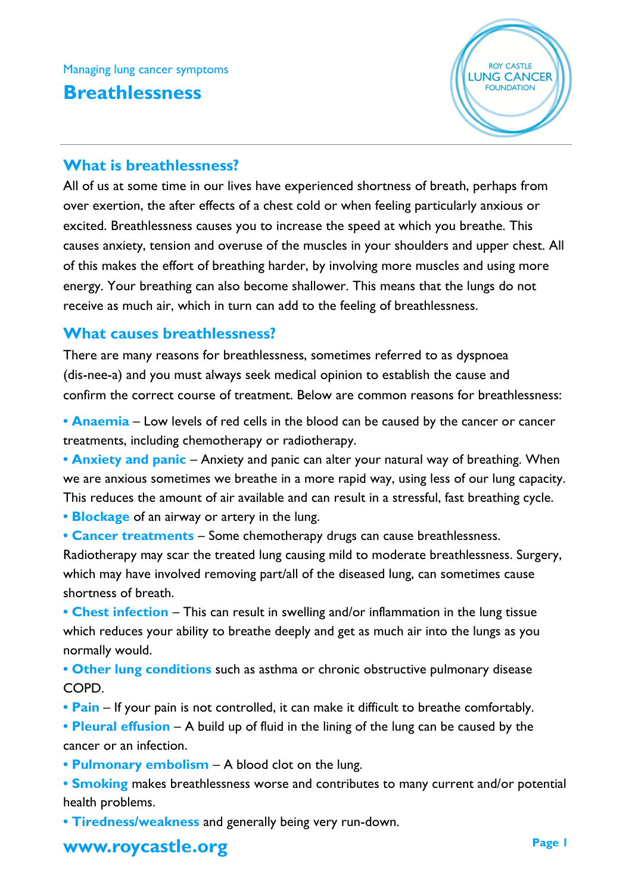Managing lung cancer symptoms

# Breathlessness

ROY CASTLE LUNG CANCER FOUNDATION

## What is breathlessness?

All of us at some time in our lives have experienced shortness of breath, perhaps from over exertion, the after effects of a chest cold or when feeling particularly anxious or excited. Breathlessness causes you to increase the speed at which you breathe. This causes anxiety, tension and overuse of the muscles in your shoulders and upper chest. All of this makes the effort of breathing harder, by involving more muscles and using more energy. Your breathing can also become shallower. This means that the lungs do not receive as much air, which in turn can add to the feeling of breathlessness.

## What causes breathlessness?

There are many reasons for breathlessness, sometimes referred to as dyspnoea (dis-nee-a) and you must always seek medical opinion to establish the cause and confirm the correct course of treatment. Below are common reasons for breathlessness:

- **Anaemia** – Low levels of red cells in the blood can be caused by the cancer or cancer treatments, including chemotherapy or radiotherapy.
- **Anxiety and panic** – Anxiety and panic can alter your natural way of breathing. When we are anxious sometimes we breathe in a more rapid way, using less of our lung capacity. This reduces the amount of air available and can result in a stressful, fast breathing cycle.
- **Blockage** of an airway or artery in the lung.
- **Cancer treatments** – Some chemotherapy drugs can cause breathlessness. Radiotherapy may scar the treated lung causing mild to moderate breathlessness. Surgery, which may have involved removing part/all of the diseased lung, can sometimes cause shortness of breath.
- **Chest infection** – This can result in swelling and/or inflammation in the lung tissue which reduces your ability to breathe deeply and get as much air into the lungs as you normally would.
- **Other lung conditions** such as asthma or chronic obstructive pulmonary disease COPD.
- **Pain** – If your pain is not controlled, it can make it difficult to breathe comfortably.
- **Pleural effusion** – A build up of fluid in the lining of the lung can be caused by the cancer or an infection.
- **Pulmonary embolism** – A blood clot on the lung.
- **Smoking** makes breathlessness worse and contributes to many current and/or potential health problems.
- **Tiredness/weakness** and generally being very run-down.

**www.roycastle.org**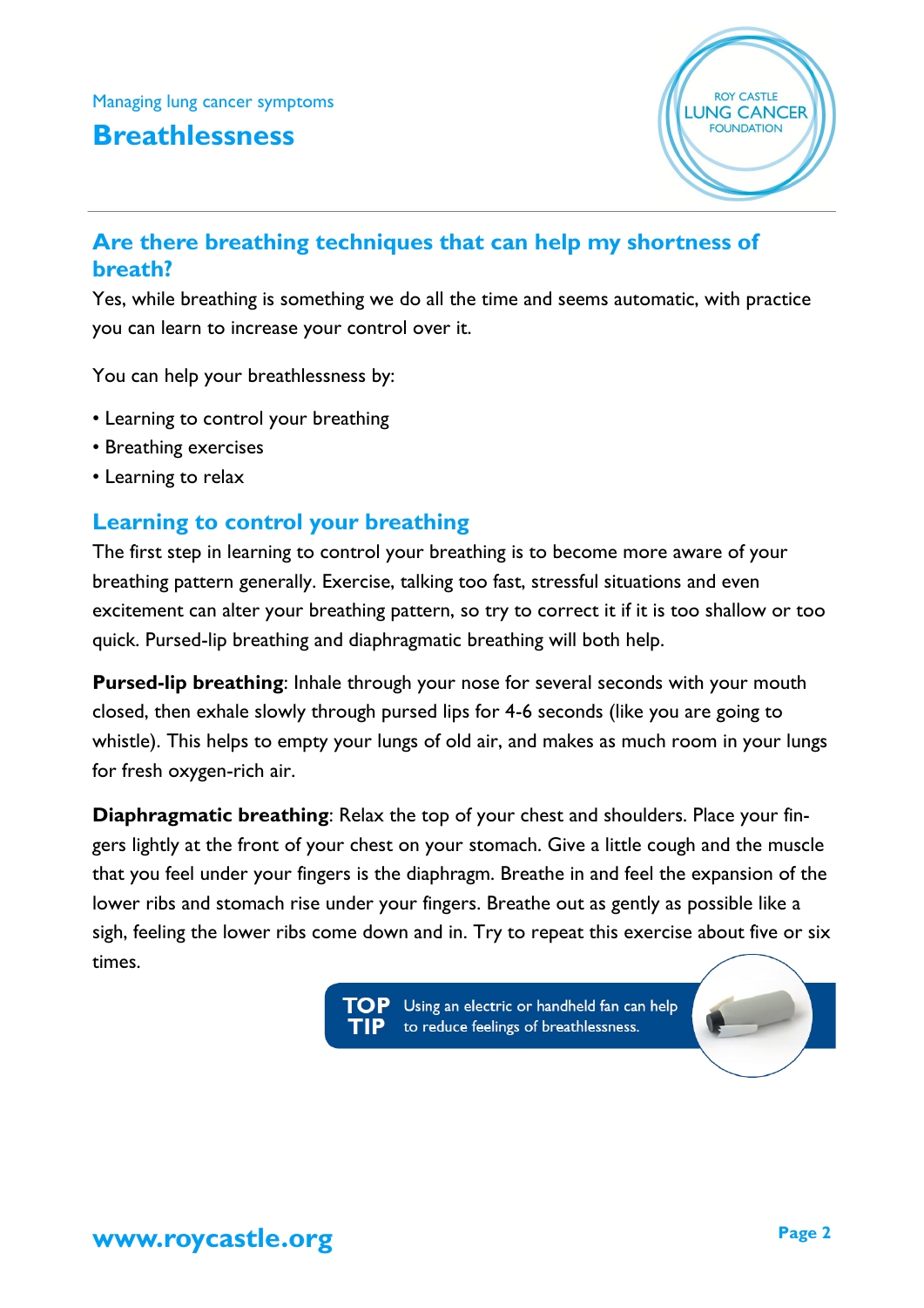## Are there breathing techniques that can help my shortness of breath?

Yes, while breathing is something we do all the time and seems automatic, with practice you can learn to increase your control over it.

You can help your breathlessness by:

- Learning to control your breathing
- Breathing exercises
- Learning to relax

## Learning to control your breathing

The first step in learning to control your breathing is to become more aware of your breathing pattern generally. Exercise, talking too fast, stressful situations and even excitement can alter your breathing pattern, so try to correct it if it is too shallow or too quick. Pursed-lip breathing and diaphragmatic breathing will both help.

**Pursed-lip breathing**: Inhale through your nose for several seconds with your mouth closed, then exhale slowly through pursed lips for 4-6 seconds (like you are going to whistle). This helps to empty your lungs of old air, and makes as much room in your lungs for fresh oxygen-rich air.

**Diaphragmatic breathing**: Relax the top of your chest and shoulders. Place your fingers lightly at the front of your chest on your stomach. Give a little cough and the muscle that you feel under your fingers is the diaphragm. Breathe in and feel the expansion of the lower ribs and stomach rise under your fingers. Breathe out as gently as possible like a sigh, feeling the lower ribs come down and in. Try to repeat this exercise about five or six times.

**TOP TIP** Using an electric or handheld fan can help to reduce feelings of breathlessness.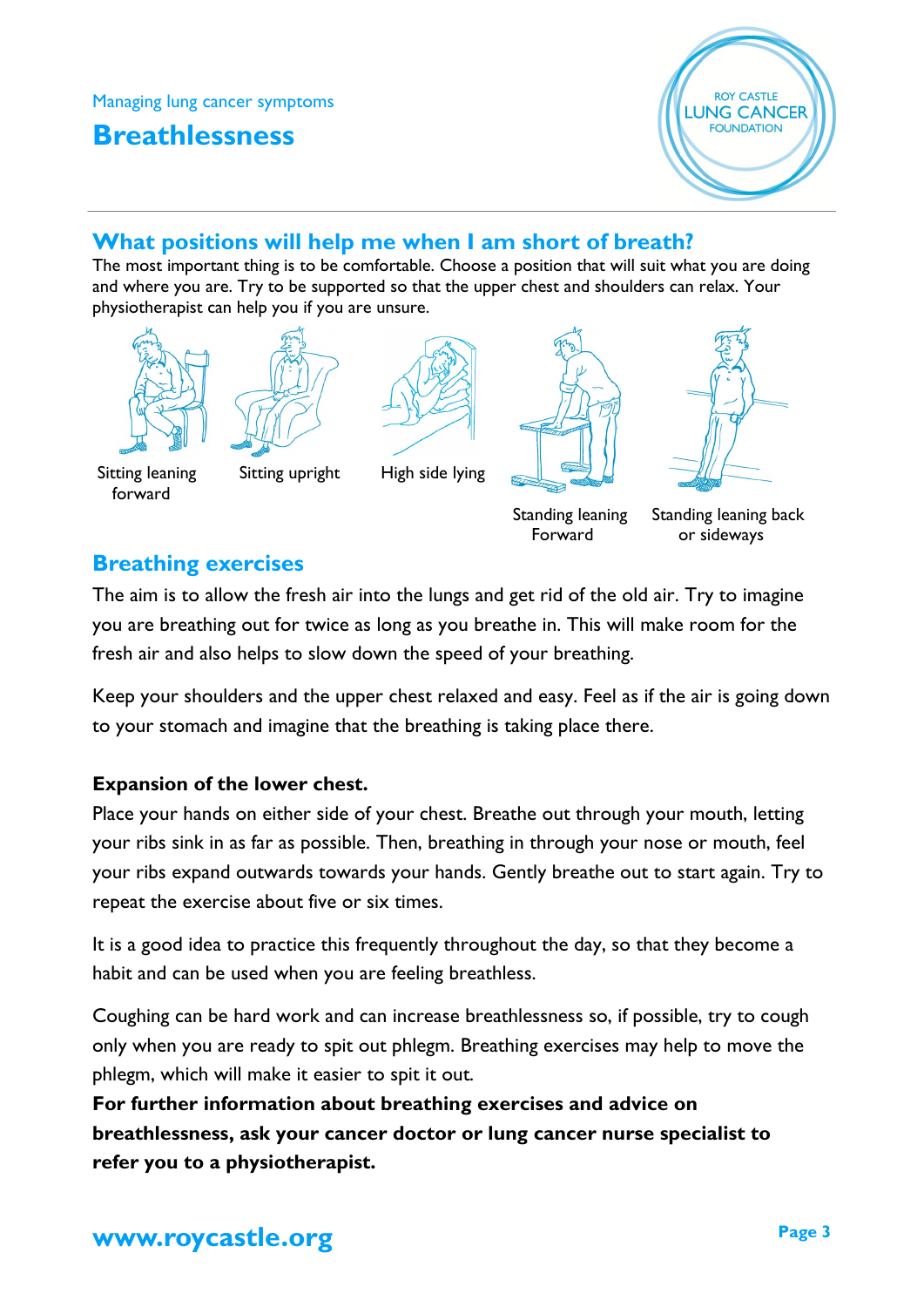Managing lung cancer symptoms

# Breathlessness

## What positions will help me when I am short of breath?

The most important thing is to be comfortable. Choose a position that will suit what you are doing and where you are. Try to be supported so that the upper chest and shoulders can relax. Your physiotherapist can help you if you are unsure.

Sitting leaning forward

Sitting upright

High side lying

Standing leaning Forward

Standing leaning back or sideways

## Breathing exercises

The aim is to allow the fresh air into the lungs and get rid of the old air. Try to imagine you are breathing out for twice as long as you breathe in. This will make room for the fresh air and also helps to slow down the speed of your breathing.

Keep your shoulders and the upper chest relaxed and easy. Feel as if the air is going down to your stomach and imagine that the breathing is taking place there.

**Expansion of the lower chest.**

Place your hands on either side of your chest. Breathe out through your mouth, letting your ribs sink in as far as possible. Then, breathing in through your nose or mouth, feel your ribs expand outwards towards your hands. Gently breathe out to start again. Try to repeat the exercise about five or six times.

It is a good idea to practice this frequently throughout the day, so that they become a habit and can be used when you are feeling breathless.

Coughing can be hard work and can increase breathlessness so, if possible, try to cough only when you are ready to spit out phlegm. Breathing exercises may help to move the phlegm, which will make it easier to spit it out.

**For further information about breathing exercises and advice on breathlessness, ask your cancer doctor or lung cancer nurse specialist to refer you to a physiotherapist.**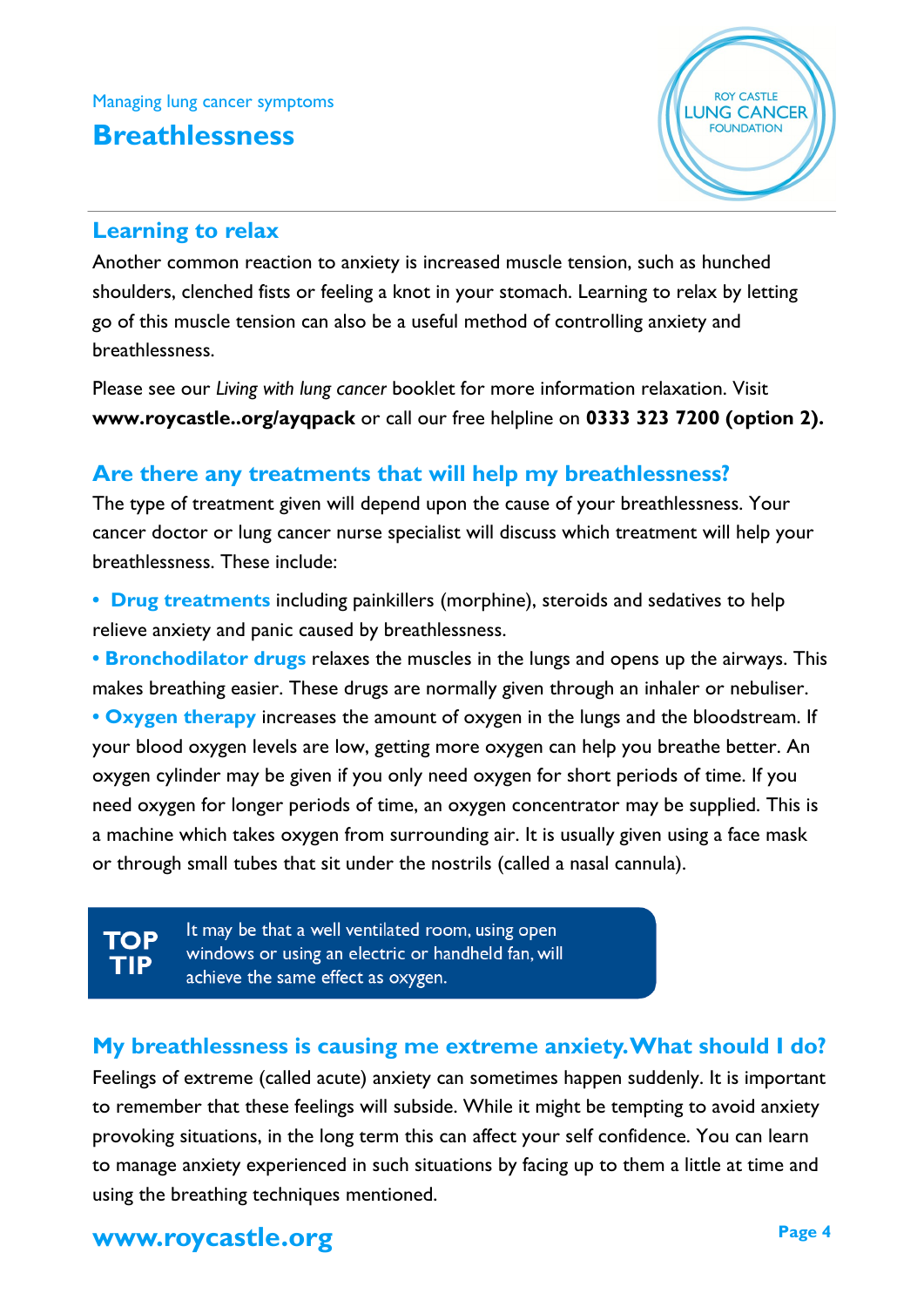## Learning to relax

Another common reaction to anxiety is increased muscle tension, such as hunched shoulders, clenched fists or feeling a knot in your stomach. Learning to relax by letting go of this muscle tension can also be a useful method of controlling anxiety and breathlessness.

Please see our *Living with lung cancer* booklet for more information relaxation. Visit **www.roycastle..org/ayqpack** or call our free helpline on **0333 323 7200 (option 2).**

## Are there any treatments that will help my breathlessness?

The type of treatment given will depend upon the cause of your breathlessness. Your cancer doctor or lung cancer nurse specialist will discuss which treatment will help your breathlessness. These include:

- **Drug treatments** including painkillers (morphine), steroids and sedatives to help relieve anxiety and panic caused by breathlessness.
- **Bronchodilator drugs** relaxes the muscles in the lungs and opens up the airways. This makes breathing easier. These drugs are normally given through an inhaler or nebuliser.
- **Oxygen therapy** increases the amount of oxygen in the lungs and the bloodstream. If your blood oxygen levels are low, getting more oxygen can help you breathe better. An oxygen cylinder may be given if you only need oxygen for short periods of time. If you need oxygen for longer periods of time, an oxygen concentrator may be supplied. This is a machine which takes oxygen from surrounding air. It is usually given using a face mask or through small tubes that sit under the nostrils (called a nasal cannula).

**TOP TIP**

It may be that a well ventilated room, using open windows or using an electric or handheld fan, will achieve the same effect as oxygen.

## My breathlessness is causing me extreme anxiety. What should I do?

Feelings of extreme (called acute) anxiety can sometimes happen suddenly. It is important to remember that these feelings will subside. While it might be tempting to avoid anxiety provoking situations, in the long term this can affect your self confidence. You can learn to manage anxiety experienced in such situations by facing up to them a little at time and using the breathing techniques mentioned.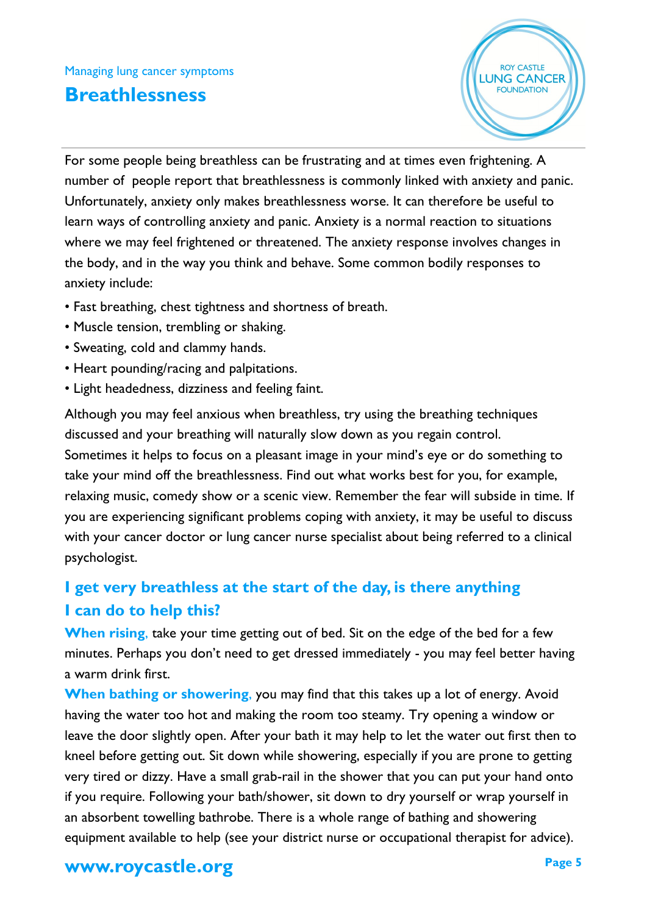Managing lung cancer symptoms

# Breathlessness

For some people being breathless can be frustrating and at times even frightening. A number of people report that breathlessness is commonly linked with anxiety and panic. Unfortunately, anxiety only makes breathlessness worse. It can therefore be useful to learn ways of controlling anxiety and panic. Anxiety is a normal reaction to situations where we may feel frightened or threatened. The anxiety response involves changes in the body, and in the way you think and behave. Some common bodily responses to anxiety include:

- Fast breathing, chest tightness and shortness of breath.
- Muscle tension, trembling or shaking.
- Sweating, cold and clammy hands.
- Heart pounding/racing and palpitations.
- Light headedness, dizziness and feeling faint.

Although you may feel anxious when breathless, try using the breathing techniques discussed and your breathing will naturally slow down as you regain control. Sometimes it helps to focus on a pleasant image in your mind's eye or do something to take your mind off the breathlessness. Find out what works best for you, for example, relaxing music, comedy show or a scenic view. Remember the fear will subside in time. If you are experiencing significant problems coping with anxiety, it may be useful to discuss with your cancer doctor or lung cancer nurse specialist about being referred to a clinical psychologist.

## I get very breathless at the start of the day, is there anything I can do to help this?

**When rising,** take your time getting out of bed. Sit on the edge of the bed for a few minutes. Perhaps you don't need to get dressed immediately - you may feel better having a warm drink first.

**When bathing or showering,** you may find that this takes up a lot of energy. Avoid having the water too hot and making the room too steamy. Try opening a window or leave the door slightly open. After your bath it may help to let the water out first then to kneel before getting out. Sit down while showering, especially if you are prone to getting very tired or dizzy. Have a small grab-rail in the shower that you can put your hand onto if you require. Following your bath/shower, sit down to dry yourself or wrap yourself in an absorbent towelling bathrobe. There is a whole range of bathing and showering equipment available to help (see your district nurse or occupational therapist for advice).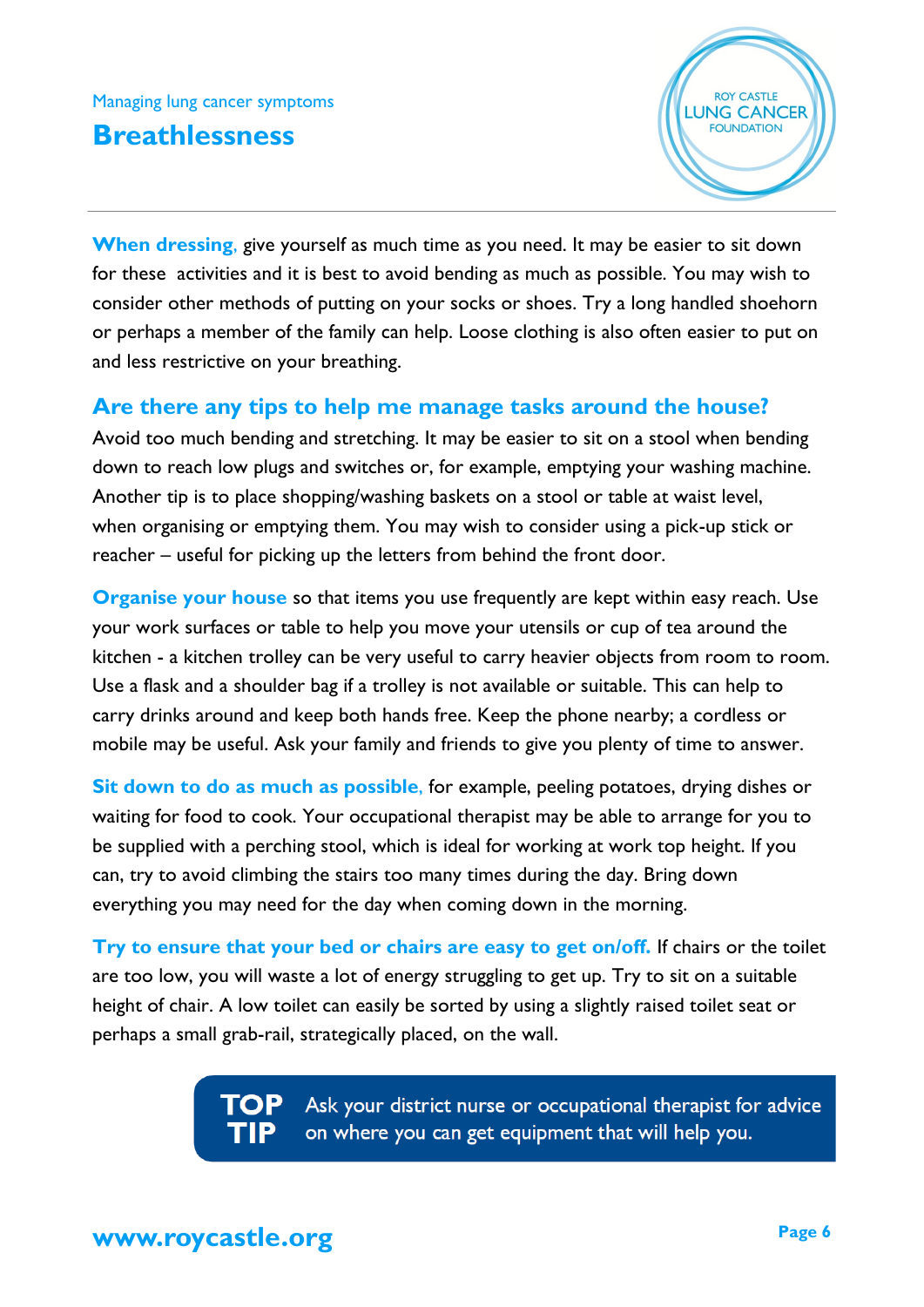**When dressing,** give yourself as much time as you need. It may be easier to sit down for these activities and it is best to avoid bending as much as possible. You may wish to consider other methods of putting on your socks or shoes. Try a long handled shoehorn or perhaps a member of the family can help. Loose clothing is also often easier to put on and less restrictive on your breathing.

## Are there any tips to help me manage tasks around the house?

Avoid too much bending and stretching. It may be easier to sit on a stool when bending down to reach low plugs and switches or, for example, emptying your washing machine. Another tip is to place shopping/washing baskets on a stool or table at waist level, when organising or emptying them. You may wish to consider using a pick-up stick or reacher – useful for picking up the letters from behind the front door.

**Organise your house** so that items you use frequently are kept within easy reach. Use your work surfaces or table to help you move your utensils or cup of tea around the kitchen - a kitchen trolley can be very useful to carry heavier objects from room to room. Use a flask and a shoulder bag if a trolley is not available or suitable. This can help to carry drinks around and keep both hands free. Keep the phone nearby; a cordless or mobile may be useful. Ask your family and friends to give you plenty of time to answer.

**Sit down to do as much as possible,** for example, peeling potatoes, drying dishes or waiting for food to cook. Your occupational therapist may be able to arrange for you to be supplied with a perching stool, which is ideal for working at work top height. If you can, try to avoid climbing the stairs too many times during the day. Bring down everything you may need for the day when coming down in the morning.

**Try to ensure that your bed or chairs are easy to get on/off.** If chairs or the toilet are too low, you will waste a lot of energy struggling to get up. Try to sit on a suitable height of chair. A low toilet can easily be sorted by using a slightly raised toilet seat or perhaps a small grab-rail, strategically placed, on the wall.

> **TOP TIP** Ask your district nurse or occupational therapist for advice on where you can get equipment that will help you.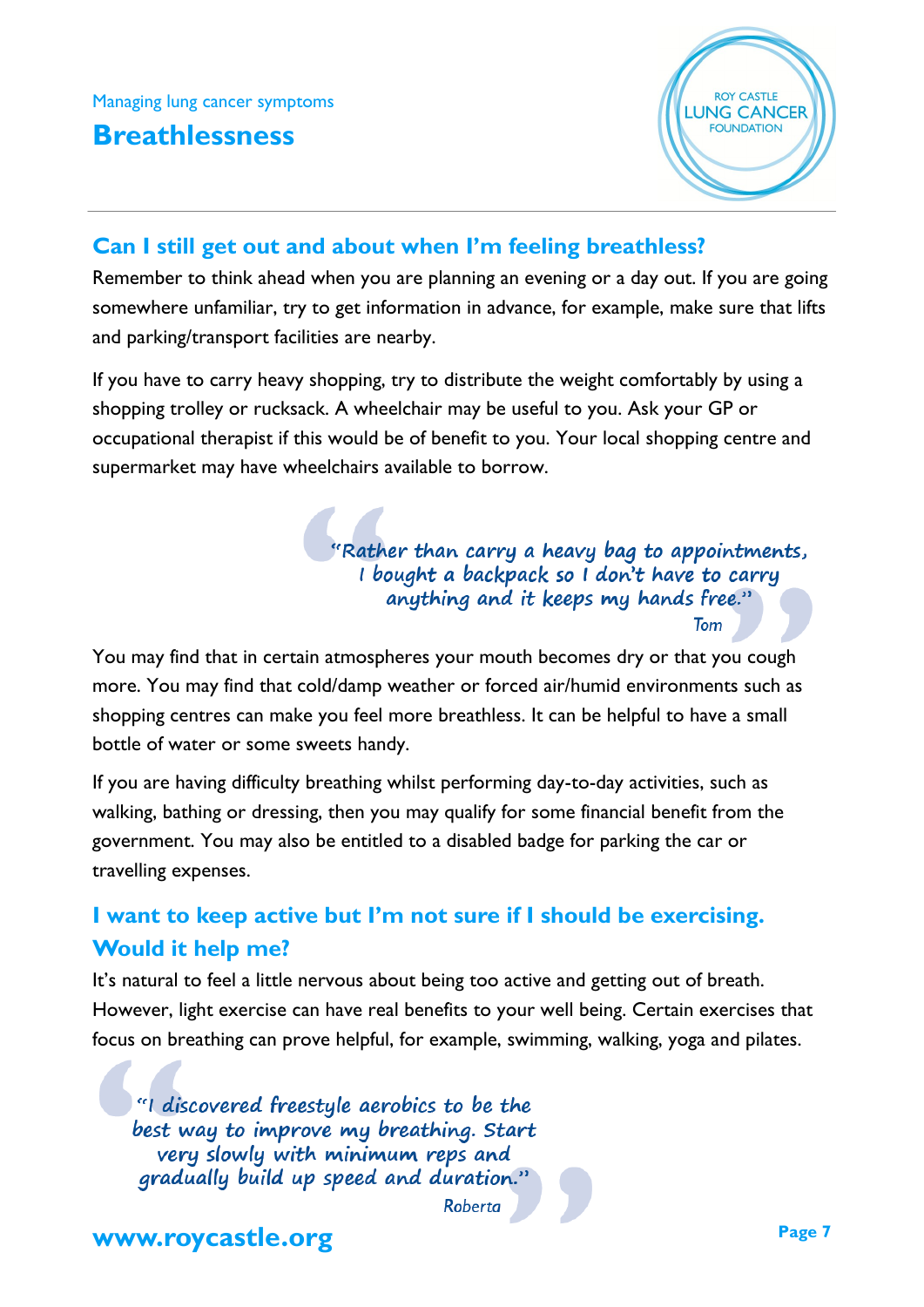## Can I still get out and about when I'm feeling breathless?

Remember to think ahead when you are planning an evening or a day out. If you are going somewhere unfamiliar, try to get information in advance, for example, make sure that lifts and parking/transport facilities are nearby.

If you have to carry heavy shopping, try to distribute the weight comfortably by using a shopping trolley or rucksack. A wheelchair may be useful to you. Ask your GP or occupational therapist if this would be of benefit to you. Your local shopping centre and supermarket may have wheelchairs available to borrow.

> *"Rather than carry a heavy bag to appointments, I bought a backpack so I don't have to carry anything and it keeps my hands free."*
>
> *Tom*

You may find that in certain atmospheres your mouth becomes dry or that you cough more. You may find that cold/damp weather or forced air/humid environments such as shopping centres can make you feel more breathless. It can be helpful to have a small bottle of water or some sweets handy.

If you are having difficulty breathing whilst performing day-to-day activities, such as walking, bathing or dressing, then you may qualify for some financial benefit from the government. You may also be entitled to a disabled badge for parking the car or travelling expenses.

## I want to keep active but I'm not sure if I should be exercising. Would it help me?

It's natural to feel a little nervous about being too active and getting out of breath. However, light exercise can have real benefits to your well being. Certain exercises that focus on breathing can prove helpful, for example, swimming, walking, yoga and pilates.

> *"I discovered freestyle aerobics to be the best way to improve my breathing. Start very slowly with minimum reps and gradually build up speed and duration."*
>
> *Roberta*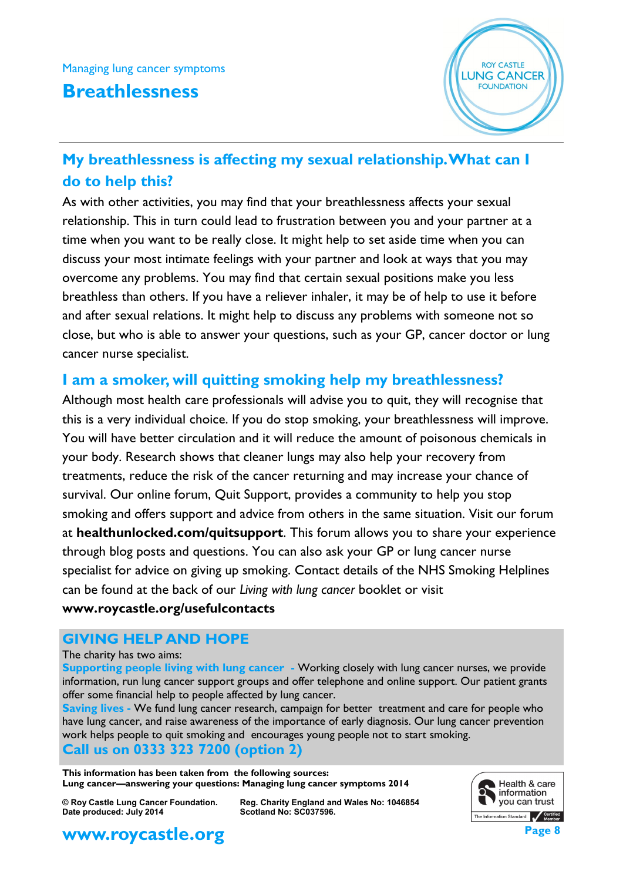Managing lung cancer symptoms

# Breathlessness

ROY CASTLE LUNG CANCER FOUNDATION

## My breathlessness is affecting my sexual relationship. What can I do to help this?

As with other activities, you may find that your breathlessness affects your sexual relationship. This in turn could lead to frustration between you and your partner at a time when you want to be really close. It might help to set aside time when you can discuss your most intimate feelings with your partner and look at ways that you may overcome any problems. You may find that certain sexual positions make you less breathless than others. If you have a reliever inhaler, it may be of help to use it before and after sexual relations. It might help to discuss any problems with someone not so close, but who is able to answer your questions, such as your GP, cancer doctor or lung cancer nurse specialist.

## I am a smoker, will quitting smoking help my breathlessness?

Although most health care professionals will advise you to quit, they will recognise that this is a very individual choice. If you do stop smoking, your breathlessness will improve. You will have better circulation and it will reduce the amount of poisonous chemicals in your body. Research shows that cleaner lungs may also help your recovery from treatments, reduce the risk of the cancer returning and may increase your chance of survival. Our online forum, Quit Support, provides a community to help you stop smoking and offers support and advice from others in the same situation. Visit our forum at **healthunlocked.com/quitsupport**. This forum allows you to share your experience through blog posts and questions. You can also ask your GP or lung cancer nurse specialist for advice on giving up smoking. Contact details of the NHS Smoking Helplines can be found at the back of our *Living with lung cancer* booklet or visit **www.roycastle.org/usefulcontacts**

## GIVING HELP AND HOPE

The charity has two aims:

**Supporting people living with lung cancer** - Working closely with lung cancer nurses, we provide information, run lung cancer support groups and offer telephone and online support. Our patient grants offer some financial help to people affected by lung cancer.

**Saving lives** - We fund lung cancer research, campaign for better treatment and care for people who have lung cancer, and raise awareness of the importance of early diagnosis. Our lung cancer prevention work helps people to quit smoking and encourages young people not to start smoking.

**Call us on 0333 323 7200 (option 2)**

**This information has been taken from the following sources:**
**Lung cancer—answering your questions: Managing lung cancer symptoms 2014**

**© Roy Castle Lung Cancer Foundation.**
**Date produced: July 2014**

**Reg. Charity England and Wales No: 1046854**
**Scotland No: SC037596.**

Health & care information you can trust — The Information Standard, Certified Member

**www.roycastle.org**